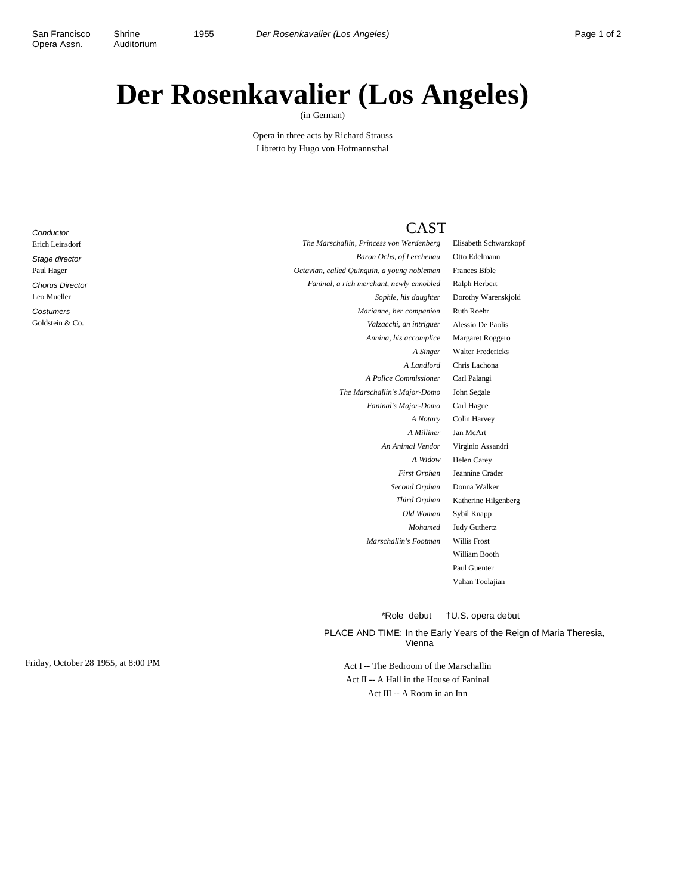# Der Rosenkavalier (Los Angeles)

(in German)

Opera in three acts by Richard Strauss
Libretto by Hugo von Hofmannsthal

*Conductor*
Erich Leinsdorf

*Stage director*
Paul Hager

*Chorus Director*
Leo Mueller

*Costumers*
Goldstein & Co.

## CAST

| Role | Performer |
|---|---|
| *The Marschallin, Princess von Werdenberg* | Elisabeth Schwarzkopf |
| *Baron Ochs, of Lerchenau* | Otto Edelmann |
| *Octavian, called Quinquin, a young nobleman* | Frances Bible |
| *Faninal, a rich merchant, newly ennobled* | Ralph Herbert |
| *Sophie, his daughter* | Dorothy Warenskjold |
| *Marianne, her companion* | Ruth Roehr |
| *Valzacchi, an intriguer* | Alessio De Paolis |
| *Annina, his accomplice* | Margaret Roggero |
| *A Singer* | Walter Fredericks |
| *A Landlord* | Chris Lachona |
| *A Police Commissioner* | Carl Palangi |
| *The Marschallin's Major-Domo* | John Segale |
| *Faninal's Major-Domo* | Carl Hague |
| *A Notary* | Colin Harvey |
| *A Milliner* | Jan McArt |
| *An Animal Vendor* | Virginio Assandri |
| *A Widow* | Helen Carey |
| *First Orphan* | Jeannine Crader |
| *Second Orphan* | Donna Walker |
| *Third Orphan* | Katherine Hilgenberg |
| *Old Woman* | Sybil Knapp |
| *Mohamed* | Judy Guthertz |
| *Marschallin's Footman* | Willis Frost |
| | William Booth |
| | Paul Guenter |
| | Vahan Toolajian |

*Role debut †U.S. opera debut

PLACE AND TIME: In the Early Years of the Reign of Maria Theresia, Vienna

Friday, October 28 1955, at 8:00 PM

Act I -- The Bedroom of the Marschallin
Act II -- A Hall in the House of Faninal
Act III -- A Room in an Inn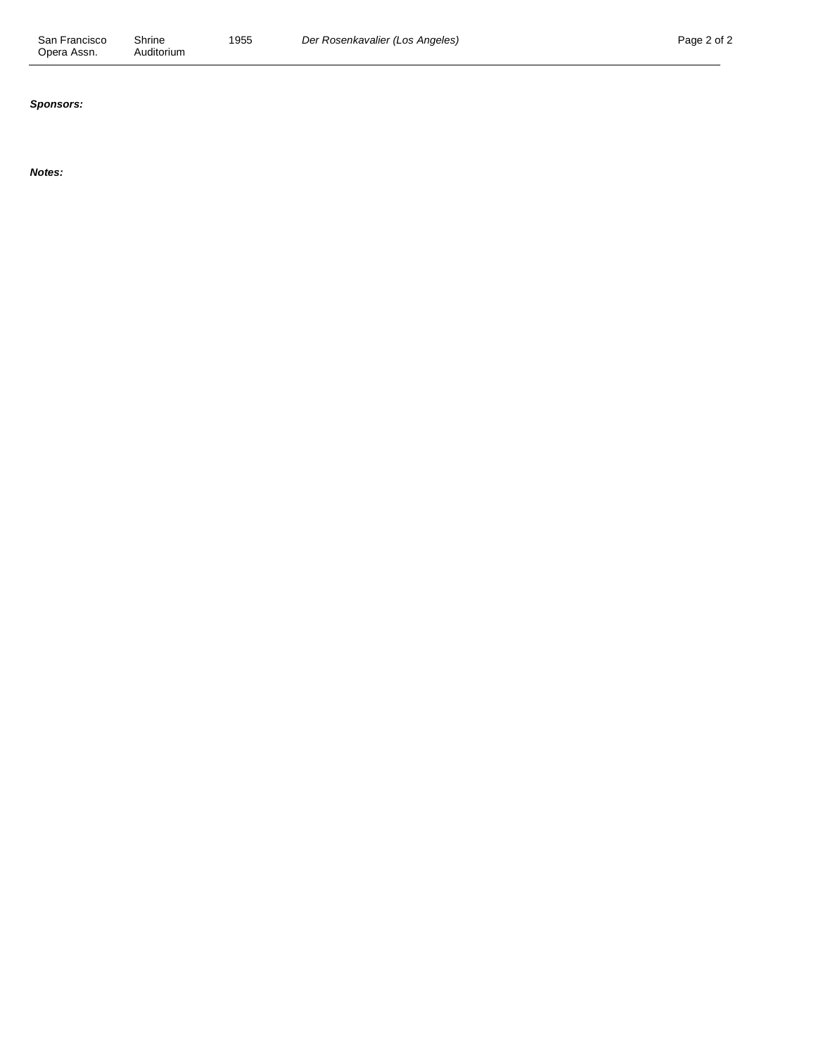***Sponsors:***

***Notes:***